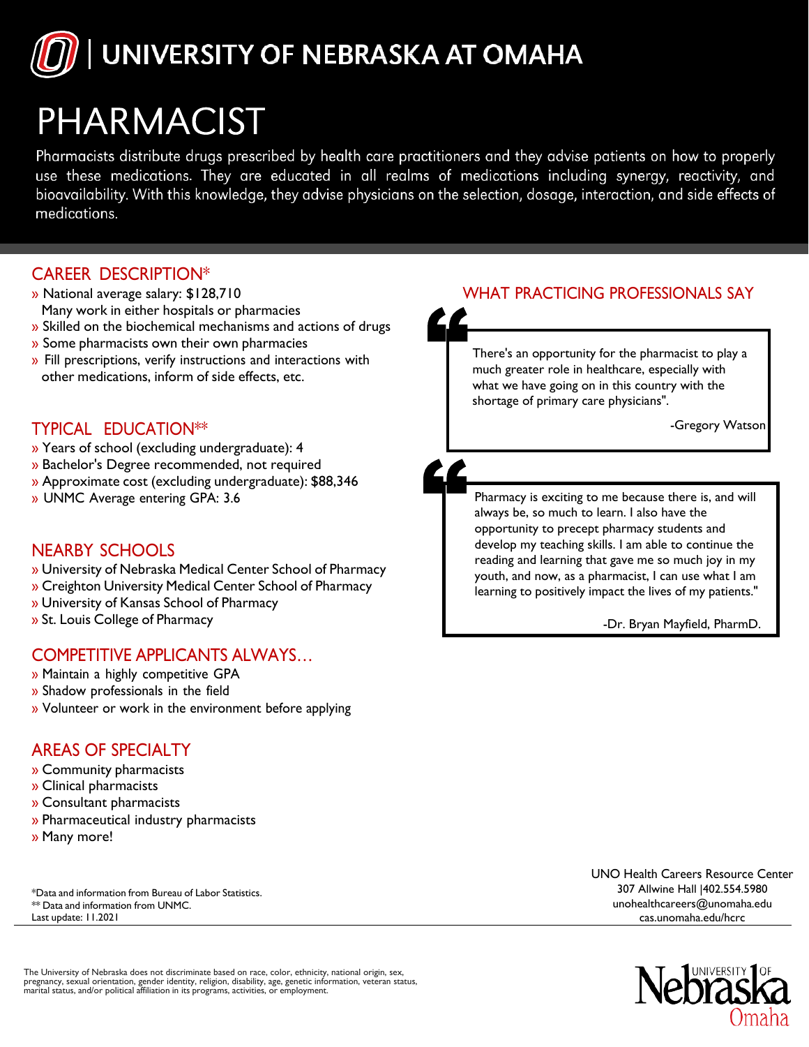# UNIVERSITY OF NEBRASKA AT OMAHA

# PHARMACIST

Pharmacists distribute drugs prescribed by health care practitioners and they advise patients on how to properly use these medications. They are educated in all realms of medications including synergy, reactivity, and bioavailability. With this knowledge, they advise physicians on the selection, dosage, interaction, and side effects of medications.

## CAREER DESCRIPTION*

» National average salary: $128,710
Many work in either hospitals or pharmacies
» Skilled on the biochemical mechanisms and actions of drugs
» Some pharmacists own their own pharmacies
» Fill prescriptions, verify instructions and interactions with other medications, inform of side effects, etc.

## TYPICAL EDUCATION**

» Years of school (excluding undergraduate): 4
» Bachelor's Degree recommended, not required
» Approximate cost (excluding undergraduate): $88,346
» UNMC Average entering GPA: 3.6

## NEARBY SCHOOLS

» University of Nebraska Medical Center School of Pharmacy
» Creighton University Medical Center School of Pharmacy
» University of Kansas School of Pharmacy
» St. Louis College of Pharmacy

## COMPETITIVE APPLICANTS ALWAYS…

» Maintain a highly competitive GPA
» Shadow professionals in the field
» Volunteer or work in the environment before applying

## AREAS OF SPECIALTY

» Community pharmacists
» Clinical pharmacists
» Consultant pharmacists
» Pharmaceutical industry pharmacists
» Many more!

## WHAT PRACTICING PROFESSIONALS SAY

> There's an opportunity for the pharmacist to play a much greater role in healthcare, especially with what we have going on in this country with the shortage of primary care physicians".
>
> -Gregory Watson

> Pharmacy is exciting to me because there is, and will always be, so much to learn. I also have the opportunity to precept pharmacy students and develop my teaching skills. I am able to continue the reading and learning that gave me so much joy in my youth, and now, as a pharmacist, I can use what I am learning to positively impact the lives of my patients."
>
> -Dr. Bryan Mayfield, PharmD.

*Data and information from Bureau of Labor Statistics.
** Data and information from UNMC.
Last update: 11.2021

UNO Health Careers Resource Center
307 Allwine Hall |402.554.5980
unohealthcareers@unomaha.edu
cas.unomaha.edu/hcrc

The University of Nebraska does not discriminate based on race, color, ethnicity, national origin, sex, pregnancy, sexual orientation, gender identity, religion, disability, age, genetic information, veteran status, marital status, and/or political affiliation in its programs, activities, or employment.

University of Nebraska Omaha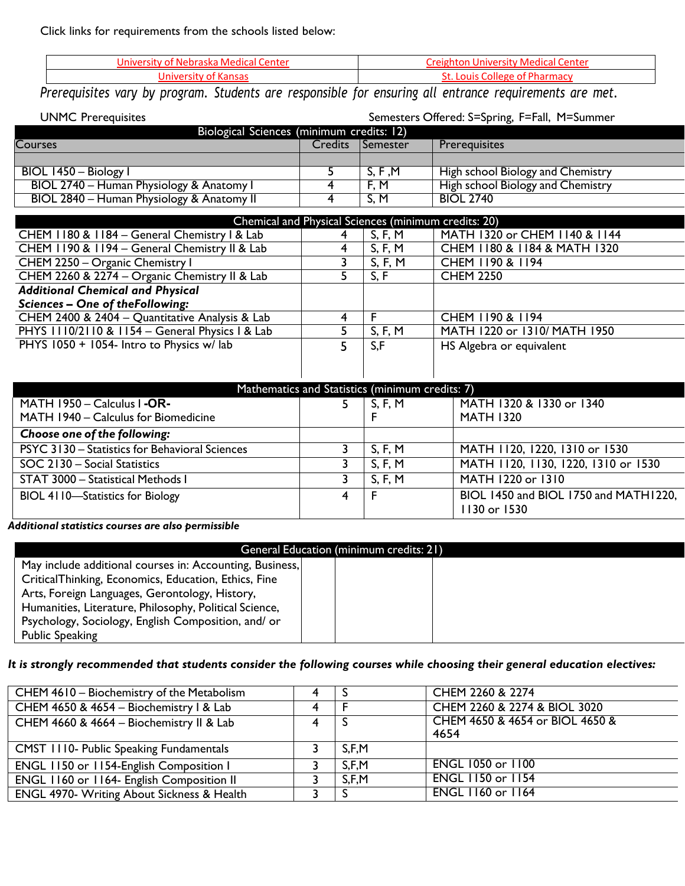Click links for requirements from the schools listed below:

| | |
|---|---|
| University of Nebraska Medical Center | Creighton University Medical Center |
| University of Kansas | St. Louis College of Pharmacy |

*Prerequisites vary by program. Students are responsible for ensuring all entrance requirements are met.*

UNMC Prerequisites — Semesters Offered: S=Spring, F=Fall, M=Summer

| Biological Sciences (minimum credits: 12) | | | |
|---|---|---|---|
| Courses | Credits | Semester | Prerequisites |
| BIOL 1450 – Biology I | 5 | S, F ,M | High school Biology and Chemistry |
| BIOL 2740 – Human Physiology & Anatomy I | 4 | F, M | High school Biology and Chemistry |
| BIOL 2840 – Human Physiology & Anatomy II | 4 | S, M | BIOL 2740 |

| Chemical and Physical Sciences (minimum credits: 20) | | | |
|---|---|---|---|
| CHEM 1180 & 1184 – General Chemistry I & Lab | 4 | S, F, M | MATH 1320 or CHEM 1140 & 1144 |
| CHEM 1190 & 1194 – General Chemistry II & Lab | 4 | S, F, M | CHEM 1180 & 1184 & MATH 1320 |
| CHEM 2250 – Organic Chemistry I | 3 | S, F, M | CHEM 1190 & 1194 |
| CHEM 2260 & 2274 – Organic Chemistry II & Lab | 5 | S, F | CHEM 2250 |
| ***Additional Chemical and Physical Sciences – One of theFollowing:*** | | | |
| CHEM 2400 & 2404 – Quantitative Analysis & Lab | 4 | F | CHEM 1190 & 1194 |
| PHYS 1110/2110 & 1154 – General Physics I & Lab | 5 | S, F, M | MATH 1220 or 1310/ MATH 1950 |
| PHYS 1050 + 1054- Intro to Physics w/ lab | 5 | S,F | HS Algebra or equivalent |

| Mathematics and Statistics (minimum credits: 7) | | | |
|---|---|---|---|
| MATH 1950 – Calculus I **-OR-** MATH 1940 – Calculus for Biomedicine | 5 | S, F, M<br>F | MATH 1320 & 1330 or 1340<br>MATH 1320 |
| ***Choose one of the following:*** | | | |
| PSYC 3130 – Statistics for Behavioral Sciences | 3 | S, F, M | MATH 1120, 1220, 1310 or 1530 |
| SOC 2130 – Social Statistics | 3 | S, F, M | MATH 1120, 1130, 1220, 1310 or 1530 |
| STAT 3000 – Statistical Methods I | 3 | S, F, M | MATH 1220 or 1310 |
| BIOL 4110—Statistics for Biology | 4 | F | BIOL 1450 and BIOL 1750 and MATH1220, 1130 or 1530 |

***Additional statistics courses are also permissible***

| General Education (minimum credits: 21) | | | |
|---|---|---|---|
| May include additional courses in: Accounting, Business, CriticalThinking, Economics, Education, Ethics, Fine Arts, Foreign Languages, Gerontology, History, Humanities, Literature, Philosophy, Political Science, Psychology, Sociology, English Composition, and/ or Public Speaking | | | |

***It is strongly recommended that students consider the following courses while choosing their general education electives:***

| | | | |
|---|---|---|---|
| CHEM 4610 – Biochemistry of the Metabolism | 4 | S | CHEM 2260 & 2274 |
| CHEM 4650 & 4654 – Biochemistry I & Lab | 4 | F | CHEM 2260 & 2274 & BIOL 3020 |
| CHEM 4660 & 4664 – Biochemistry II & Lab | 4 | S | CHEM 4650 & 4654 or BIOL 4650 & 4654 |
| CMST 1110- Public Speaking Fundamentals | 3 | S,F,M | |
| ENGL 1150 or 1154-English Composition I | 3 | S,F,M | ENGL 1050 or 1100 |
| ENGL 1160 or 1164- English Composition II | 3 | S,F,M | ENGL 1150 or 1154 |
| ENGL 4970- Writing About Sickness & Health | 3 | S | ENGL 1160 or 1164 |